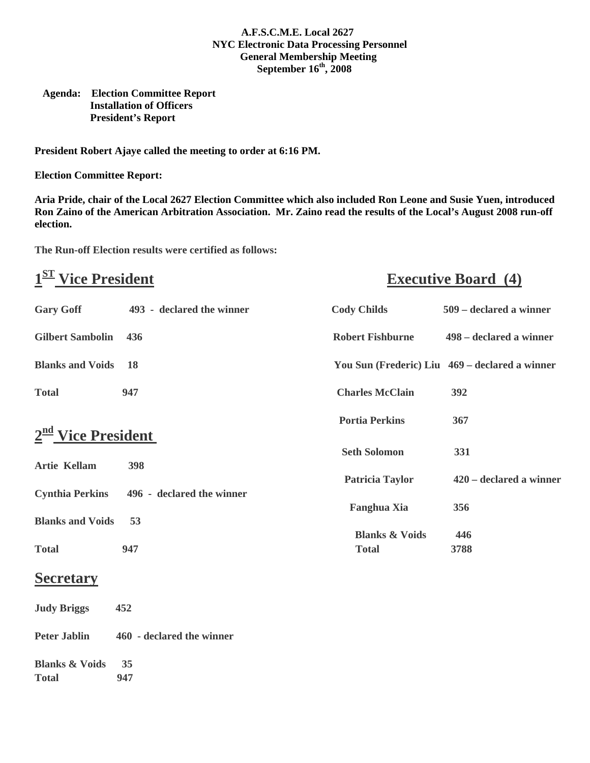**A.F.S.C.M.E. Local 2627**
**NYC Electronic Data Processing Personnel**
**General Membership Meeting**
**September 16th, 2008**

**Agenda:** **Election Committee Report**
**Installation of Officers**
**President's Report**

**President Robert Ajaye called the meeting to order at 6:16 PM.**

**Election Committee Report:**

**Aria Pride, chair of the Local 2627 Election Committee which also included Ron Leone and Susie Yuen, introduced Ron Zaino of the American Arbitration Association. Mr. Zaino read the results of the Local's August 2008 run-off election.**

**The Run-off Election results were certified as follows:**

## 1ST Vice President

| Candidate | Votes |
|---|---|
| Gary Goff | 493 - declared the winner |
| Gilbert Sambolin | 436 |
| Blanks and Voids | 18 |
| Total | 947 |

## 2nd Vice President

| Candidate | Votes |
|---|---|
| Artie Kellam | 398 |
| Cynthia Perkins | 496 - declared the winner |
| Blanks and Voids | 53 |
| Total | 947 |

## Secretary

| Candidate | Votes |
|---|---|
| Judy Briggs | 452 |
| Peter Jablin | 460 - declared the winner |
| Blanks & Voids | 35 |
| Total | 947 |

## Executive Board (4)

| Candidate | Votes |
|---|---|
| Cody Childs | 509 – declared a winner |
| Robert Fishburne | 498 – declared a winner |
| You Sun (Frederic) Liu | 469 – declared a winner |
| Charles McClain | 392 |
| Portia Perkins | 367 |
| Seth Solomon | 331 |
| Patricia Taylor | 420 – declared a winner |
| Fanghua Xia | 356 |
| Blanks & Voids | 446 |
| Total | 3788 |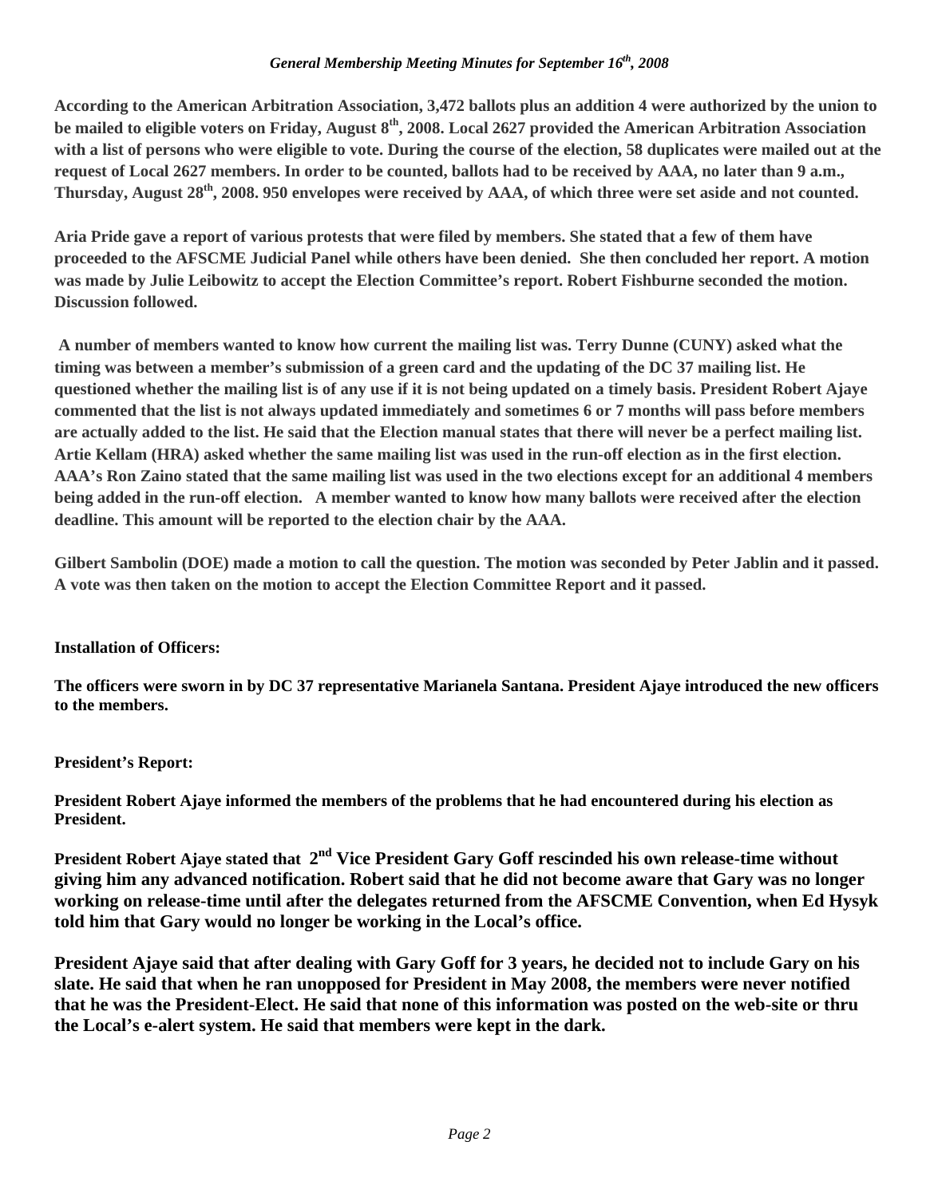*General Membership Meeting Minutes for September 16th, 2008*

**According to the American Arbitration Association, 3,472 ballots plus an addition 4 were authorized by the union to be mailed to eligible voters on Friday, August 8th, 2008. Local 2627 provided the American Arbitration Association with a list of persons who were eligible to vote. During the course of the election, 58 duplicates were mailed out at the request of Local 2627 members. In order to be counted, ballots had to be received by AAA, no later than 9 a.m., Thursday, August 28th, 2008. 950 envelopes were received by AAA, of which three were set aside and not counted.**

**Aria Pride gave a report of various protests that were filed by members. She stated that a few of them have proceeded to the AFSCME Judicial Panel while others have been denied. She then concluded her report. A motion was made by Julie Leibowitz to accept the Election Committee's report. Robert Fishburne seconded the motion. Discussion followed.**

**A number of members wanted to know how current the mailing list was. Terry Dunne (CUNY) asked what the timing was between a member's submission of a green card and the updating of the DC 37 mailing list. He questioned whether the mailing list is of any use if it is not being updated on a timely basis. President Robert Ajaye commented that the list is not always updated immediately and sometimes 6 or 7 months will pass before members are actually added to the list. He said that the Election manual states that there will never be a perfect mailing list. Artie Kellam (HRA) asked whether the same mailing list was used in the run-off election as in the first election. AAA's Ron Zaino stated that the same mailing list was used in the two elections except for an additional 4 members being added in the run-off election. A member wanted to know how many ballots were received after the election deadline. This amount will be reported to the election chair by the AAA.**

**Gilbert Sambolin (DOE) made a motion to call the question. The motion was seconded by Peter Jablin and it passed. A vote was then taken on the motion to accept the Election Committee Report and it passed.**

**Installation of Officers:**

**The officers were sworn in by DC 37 representative Marianela Santana. President Ajaye introduced the new officers to the members.**

**President's Report:**

**President Robert Ajaye informed the members of the problems that he had encountered during his election as President.**

**President Robert Ajaye stated that 2nd Vice President Gary Goff rescinded his own release-time without giving him any advanced notification. Robert said that he did not become aware that Gary was no longer working on release-time until after the delegates returned from the AFSCME Convention, when Ed Hysyk told him that Gary would no longer be working in the Local's office.**

**President Ajaye said that after dealing with Gary Goff for 3 years, he decided not to include Gary on his slate. He said that when he ran unopposed for President in May 2008, the members were never notified that he was the President-Elect. He said that none of this information was posted on the web-site or thru the Local's e-alert system. He said that members were kept in the dark.**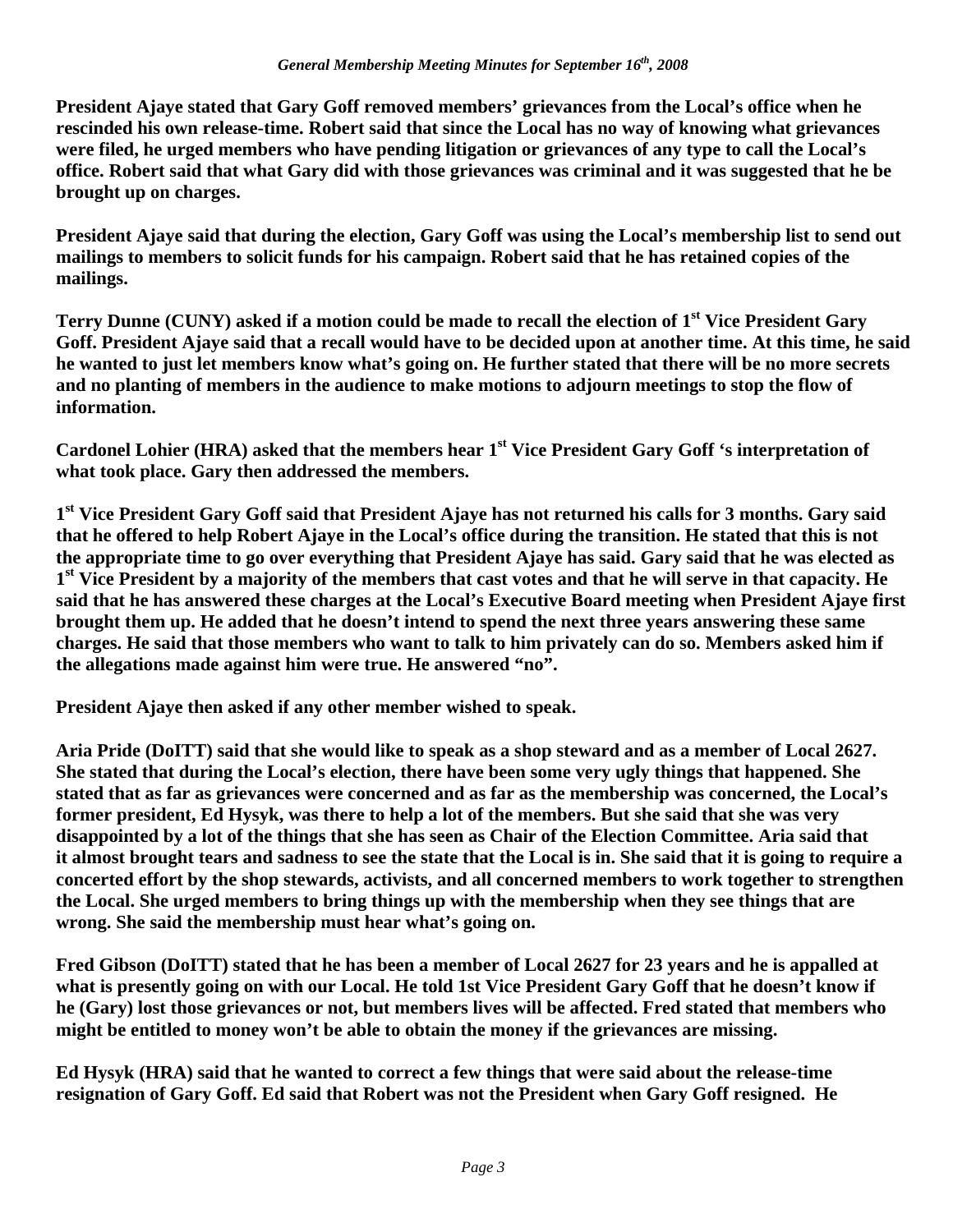**President Ajaye stated that Gary Goff removed members' grievances from the Local's office when he rescinded his own release-time. Robert said that since the Local has no way of knowing what grievances were filed, he urged members who have pending litigation or grievances of any type to call the Local's office. Robert said that what Gary did with those grievances was criminal and it was suggested that he be brought up on charges.**

**President Ajaye said that during the election, Gary Goff was using the Local's membership list to send out mailings to members to solicit funds for his campaign. Robert said that he has retained copies of the mailings.**

**Terry Dunne (CUNY) asked if a motion could be made to recall the election of 1st Vice President Gary Goff. President Ajaye said that a recall would have to be decided upon at another time. At this time, he said he wanted to just let members know what's going on. He further stated that there will be no more secrets and no planting of members in the audience to make motions to adjourn meetings to stop the flow of information.**

**Cardonel Lohier (HRA) asked that the members hear 1st Vice President Gary Goff 's interpretation of what took place. Gary then addressed the members.**

**1st Vice President Gary Goff said that President Ajaye has not returned his calls for 3 months. Gary said that he offered to help Robert Ajaye in the Local's office during the transition. He stated that this is not the appropriate time to go over everything that President Ajaye has said. Gary said that he was elected as 1st Vice President by a majority of the members that cast votes and that he will serve in that capacity. He said that he has answered these charges at the Local's Executive Board meeting when President Ajaye first brought them up. He added that he doesn't intend to spend the next three years answering these same charges. He said that those members who want to talk to him privately can do so. Members asked him if the allegations made against him were true. He answered "no".**

**President Ajaye then asked if any other member wished to speak.**

**Aria Pride (DoITT) said that she would like to speak as a shop steward and as a member of Local 2627. She stated that during the Local's election, there have been some very ugly things that happened. She stated that as far as grievances were concerned and as far as the membership was concerned, the Local's former president, Ed Hysyk, was there to help a lot of the members. But she said that she was very disappointed by a lot of the things that she has seen as Chair of the Election Committee. Aria said that it almost brought tears and sadness to see the state that the Local is in. She said that it is going to require a concerted effort by the shop stewards, activists, and all concerned members to work together to strengthen the Local. She urged members to bring things up with the membership when they see things that are wrong. She said the membership must hear what's going on.**

**Fred Gibson (DoITT) stated that he has been a member of Local 2627 for 23 years and he is appalled at what is presently going on with our Local. He told 1st Vice President Gary Goff that he doesn't know if he (Gary) lost those grievances or not, but members lives will be affected. Fred stated that members who might be entitled to money won't be able to obtain the money if the grievances are missing.**

**Ed Hysyk (HRA) said that he wanted to correct a few things that were said about the release-time resignation of Gary Goff. Ed said that Robert was not the President when Gary Goff resigned. He**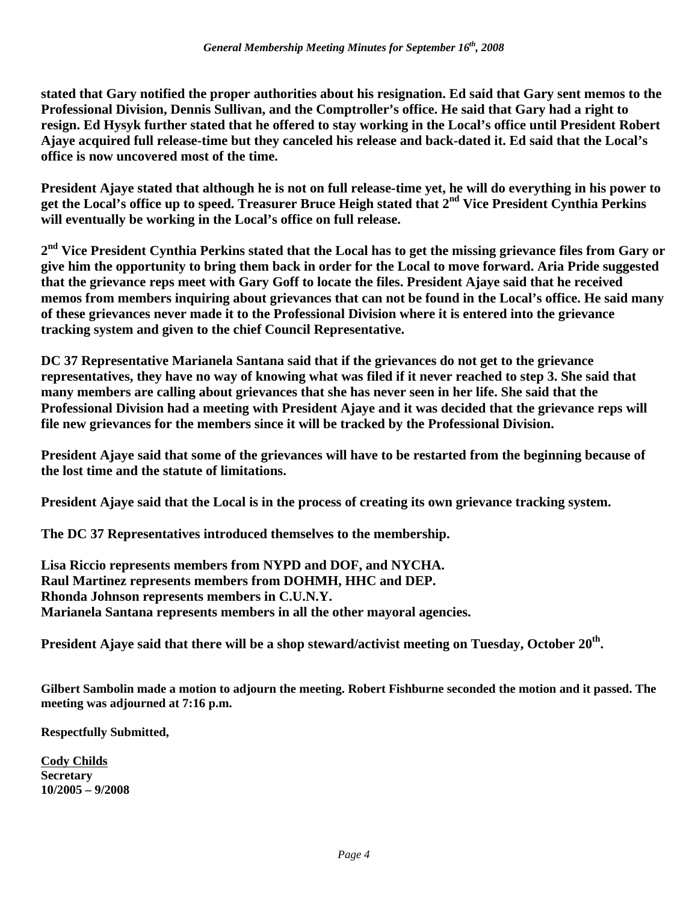**stated that Gary notified the proper authorities about his resignation. Ed said that Gary sent memos to the Professional Division, Dennis Sullivan, and the Comptroller's office. He said that Gary had a right to resign. Ed Hysyk further stated that he offered to stay working in the Local's office until President Robert Ajaye acquired full release-time but they canceled his release and back-dated it. Ed said that the Local's office is now uncovered most of the time.**

**President Ajaye stated that although he is not on full release-time yet, he will do everything in his power to get the Local's office up to speed. Treasurer Bruce Heigh stated that 2nd Vice President Cynthia Perkins will eventually be working in the Local's office on full release.**

**2nd Vice President Cynthia Perkins stated that the Local has to get the missing grievance files from Gary or give him the opportunity to bring them back in order for the Local to move forward. Aria Pride suggested that the grievance reps meet with Gary Goff to locate the files. President Ajaye said that he received memos from members inquiring about grievances that can not be found in the Local's office. He said many of these grievances never made it to the Professional Division where it is entered into the grievance tracking system and given to the chief Council Representative.**

**DC 37 Representative Marianela Santana said that if the grievances do not get to the grievance representatives, they have no way of knowing what was filed if it never reached to step 3. She said that many members are calling about grievances that she has never seen in her life. She said that the Professional Division had a meeting with President Ajaye and it was decided that the grievance reps will file new grievances for the members since it will be tracked by the Professional Division.**

**President Ajaye said that some of the grievances will have to be restarted from the beginning because of the lost time and the statute of limitations.**

**President Ajaye said that the Local is in the process of creating its own grievance tracking system.**

**The DC 37 Representatives introduced themselves to the membership.**

**Lisa Riccio represents members from NYPD and DOF, and NYCHA.**
**Raul Martinez represents members from DOHMH, HHC and DEP.**
**Rhonda Johnson represents members in C.U.N.Y.**
**Marianela Santana represents members in all the other mayoral agencies.**

**President Ajaye said that there will be a shop steward/activist meeting on Tuesday, October 20th.**

**Gilbert Sambolin made a motion to adjourn the meeting. Robert Fishburne seconded the motion and it passed. The meeting was adjourned at 7:16 p.m.**

**Respectfully Submitted,**

**Cody Childs**
**Secretary**
**10/2005 – 9/2008**